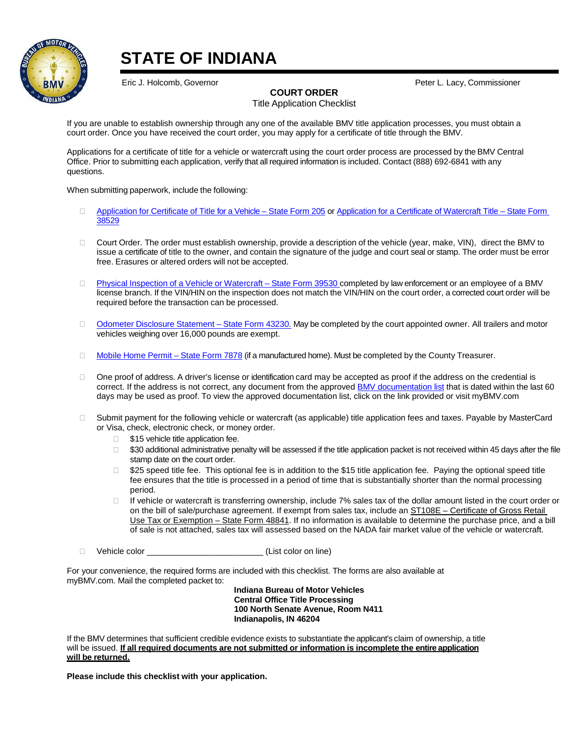# STATE OF INDIANA

Eric J. Holcomb, Governor | Peter L. Lacy, Commissioner

**COURT ORDER**

Title Application Checklist

If you are unable to establish ownership through any one of the available BMV title application processes, you must obtain a court order. Once you have received the court order, you may apply for a certificate of title through the BMV.

Applications for a certificate of title for a vehicle or watercraft using the court order process are processed by the BMV Central Office. Prior to submitting each application, verify that all required information is included. Contact (888) 692-6841 with any questions.

When submitting paperwork, include the following:

- ☐ Application for Certificate of Title for a Vehicle – State Form 205 or Application for a Certificate of Watercraft Title – State Form 38529
- ☐ Court Order. The order must establish ownership, provide a description of the vehicle (year, make, VIN), direct the BMV to issue a certificate of title to the owner, and contain the signature of the judge and court seal or stamp. The order must be error free. Erasures or altered orders will not be accepted.
- ☐ Physical Inspection of a Vehicle or Watercraft – State Form 39530 completed by law enforcement or an employee of a BMV license branch. If the VIN/HIN on the inspection does not match the VIN/HIN on the court order, a corrected court order will be required before the transaction can be processed.
- ☐ Odometer Disclosure Statement – State Form 43230. May be completed by the court appointed owner. All trailers and motor vehicles weighing over 16,000 pounds are exempt.
- ☐ Mobile Home Permit – State Form 7878 (if a manufactured home). Must be completed by the County Treasurer.
- ☐ One proof of address. A driver's license or identification card may be accepted as proof if the address on the credential is correct. If the address is not correct, any document from the approved BMV documentation list that is dated within the last 60 days may be used as proof. To view the approved documentation list, click on the link provided or visit myBMV.com
- ☐ Submit payment for the following vehicle or watercraft (as applicable) title application fees and taxes. Payable by MasterCard or Visa, check, electronic check, or money order.
  - ☐ $15 vehicle title application fee.
  - ☐ $30 additional administrative penalty will be assessed if the title application packet is not received within 45 days after the file stamp date on the court order.
  - ☐ $25 speed title fee. This optional fee is in addition to the $15 title application fee. Paying the optional speed title fee ensures that the title is processed in a period of time that is substantially shorter than the normal processing period.
  - ☐ If vehicle or watercraft is transferring ownership, include 7% sales tax of the dollar amount listed in the court order or on the bill of sale/purchase agreement. If exempt from sales tax, include an ST108E – Certificate of Gross Retail Use Tax or Exemption – State Form 48841. If no information is available to determine the purchase price, and a bill of sale is not attached, sales tax will assessed based on the NADA fair market value of the vehicle or watercraft.
- ☐ Vehicle color ________________________ (List color on line)

For your convenience, the required forms are included with this checklist. The forms are also available at myBMV.com. Mail the completed packet to:

**Indiana Bureau of Motor Vehicles**
**Central Office Title Processing**
**100 North Senate Avenue, Room N411**
**Indianapolis, IN 46204**

If the BMV determines that sufficient credible evidence exists to substantiate the applicant's claim of ownership, a title will be issued. **If all required documents are not submitted or information is incomplete the entire application will be returned.**

**Please include this checklist with your application.**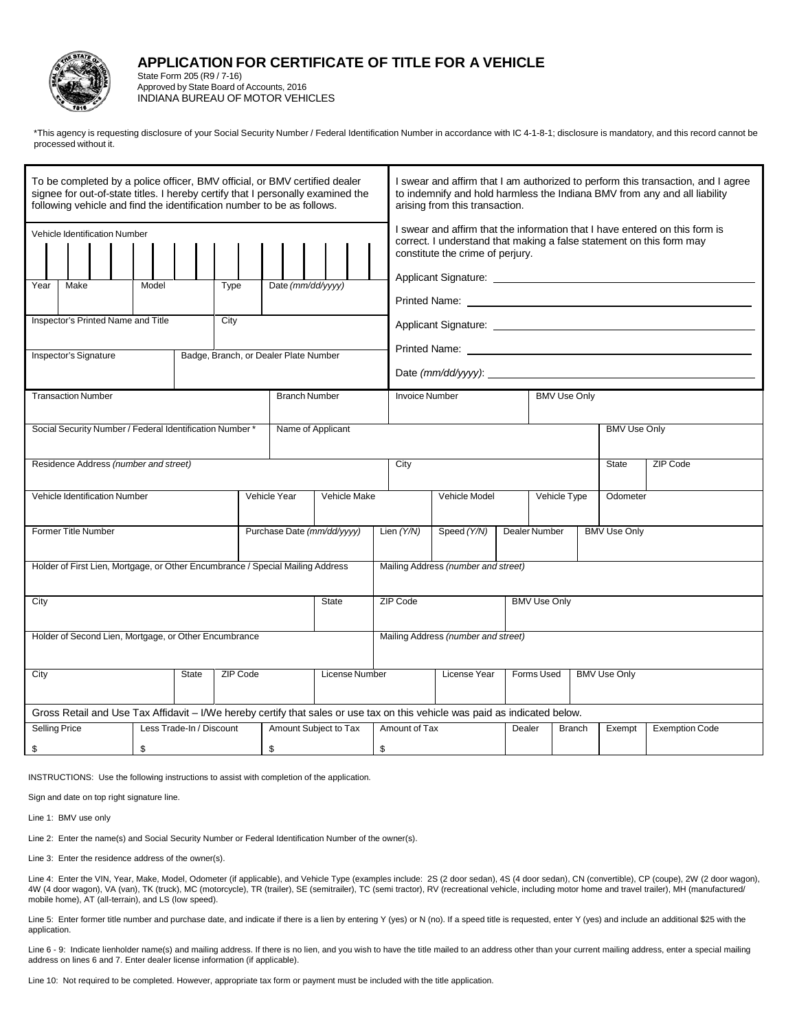# APPLICATION FOR CERTIFICATE OF TITLE FOR A VEHICLE

State Form 205 (R9 / 7-16)
Approved by State Board of Accounts, 2016
INDIANA BUREAU OF MOTOR VEHICLES

*This agency is requesting disclosure of your Social Security Number / Federal Identification Number in accordance with IC 4-1-8-1; disclosure is mandatory, and this record cannot be processed without it.

| To be completed by a police officer, BMV official, or BMV certified dealer signee for out-of-state titles. I hereby certify that I personally examined the following vehicle and find the identification number to be as follows. | I swear and affirm that I am authorized to perform this transaction, and I agree to indemnify and hold harmless the Indiana BMV from any and all liability arising from this transaction. |
|---|---|
| Vehicle Identification Number | I swear and affirm that the information that I have entered on this form is correct. I understand that making a false statement on this form may constitute the crime of perjury. |
| Year / Make / Model / Type / Date *(mm/dd/yyyy)* | Applicant Signature: |
| | Printed Name: |
| Inspector's Printed Name and Title / City | Applicant Signature: |
| Inspector's Signature / Badge, Branch, or Dealer Plate Number | Printed Name: |
| | Date *(mm/dd/yyyy)*: |

| Transaction Number | Branch Number | Invoice Number | BMV Use Only |
|---|---|---|---|
| | | | |

| Social Security Number / Federal Identification Number * | Name of Applicant | BMV Use Only |
|---|---|---|
| | | |

| Residence Address *(number and street)* | City | State | ZIP Code |
|---|---|---|---|
| | | | |

| Vehicle Identification Number | Vehicle Year | Vehicle Make | Vehicle Model | Vehicle Type | Odometer |
|---|---|---|---|---|---|
| | | | | | |

| Former Title Number | Purchase Date *(mm/dd/yyyy)* | Lien *(Y/N)* | Speed *(Y/N)* | Dealer Number | BMV Use Only |
|---|---|---|---|---|---|
| | | | | | |

| Holder of First Lien, Mortgage, or Other Encumbrance / Special Mailing Address | Mailing Address *(number and street)* |
|---|---|
| | |

| City | State | ZIP Code | BMV Use Only |
|---|---|---|---|
| | | | |

| Holder of Second Lien, Mortgage, or Other Encumbrance | Mailing Address *(number and street)* |
|---|---|
| | |

| City | State | ZIP Code | License Number | License Year | Forms Used | BMV Use Only |
|---|---|---|---|---|---|---|
| | | | | | | |

Gross Retail and Use Tax Affidavit – I/We hereby certify that sales or use tax on this vehicle was paid as indicated below.

| Selling Price | Less Trade-In / Discount | Amount Subject to Tax | Amount of Tax | Dealer | Branch | Exempt | Exemption Code |
|---|---|---|---|---|---|---|---|
| $ | $ | $ | $ | | | | |

INSTRUCTIONS: Use the following instructions to assist with completion of the application.

Sign and date on top right signature line.

Line 1: BMV use only

Line 2: Enter the name(s) and Social Security Number or Federal Identification Number of the owner(s).

Line 3: Enter the residence address of the owner(s).

Line 4: Enter the VIN, Year, Make, Model, Odometer (if applicable), and Vehicle Type (examples include: 2S (2 door sedan), 4S (4 door sedan), CN (convertible), CP (coupe), 2W (2 door wagon), 4W (4 door wagon), VA (van), TK (truck), MC (motorcycle), TR (trailer), SE (semitrailer), TC (semi tractor), RV (recreational vehicle, including motor home and travel trailer), MH (manufactured/ mobile home), AT (all-terrain), and LS (low speed).

Line 5: Enter former title number and purchase date, and indicate if there is a lien by entering Y (yes) or N (no). If a speed title is requested, enter Y (yes) and include an additional $25 with the application.

Line 6 - 9: Indicate lienholder name(s) and mailing address. If there is no lien, and you wish to have the title mailed to an address other than your current mailing address, enter a special mailing address on lines 6 and 7. Enter dealer license information (if applicable).

Line 10: Not required to be completed. However, appropriate tax form or payment must be included with the title application.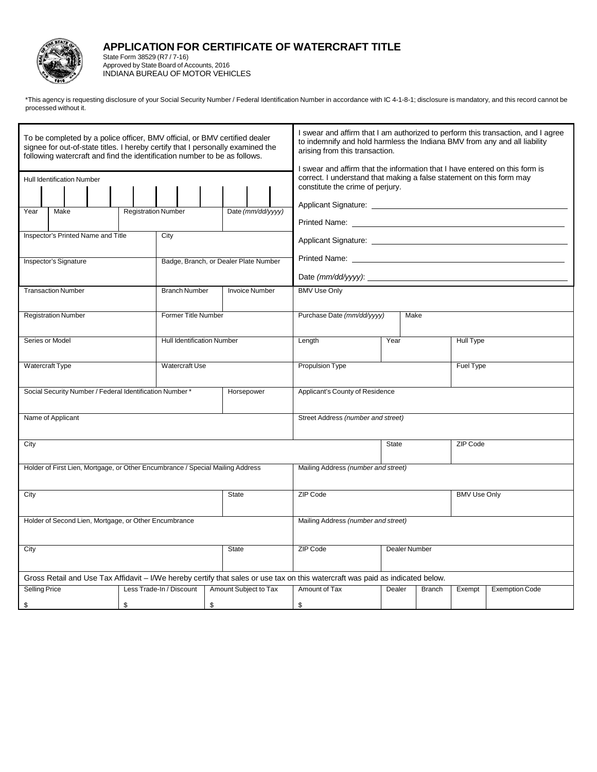# APPLICATION FOR CERTIFICATE OF WATERCRAFT TITLE

State Form 38529 (R7 / 7-16)
Approved by State Board of Accounts, 2016
INDIANA BUREAU OF MOTOR VEHICLES

*This agency is requesting disclosure of your Social Security Number / Federal Identification Number in accordance with IC 4-1-8-1; disclosure is mandatory, and this record cannot be processed without it.

| To be completed by a police officer, BMV official, or BMV certified dealer signee for out-of-state titles. I hereby certify that I personally examined the following watercraft and find the identification number to be as follows. | | | |
|---|---|---|---|
| Hull Identification Number | | | |
| Year | Make | Registration Number | Date *(mm/dd/yyyy)* |
| Inspector's Printed Name and Title | | City | |
| Inspector's Signature | | Badge, Branch, or Dealer Plate Number | |

I swear and affirm that I am authorized to perform this transaction, and I agree to indemnify and hold harmless the Indiana BMV from any and all liability arising from this transaction.

I swear and affirm that the information that I have entered on this form is correct. I understand that making a false statement on this form may constitute the crime of perjury.

Applicant Signature: ____________________

Printed Name: ____________________

Applicant Signature: ____________________

Printed Name: ____________________

Date *(mm/dd/yyyy)*: ____________________

| Transaction Number | Branch Number | Invoice Number | BMV Use Only | | |
|---|---|---|---|---|---|
| Registration Number | Former Title Number | | Purchase Date *(mm/dd/yyyy)* | Make | |
| Series or Model | Hull Identification Number | | Length | Year | Hull Type |
| Watercraft Type | Watercraft Use | | Propulsion Type | | Fuel Type |
| Social Security Number / Federal Identification Number * | | Horsepower | Applicant's County of Residence | | |
| Name of Applicant | | | Street Address *(number and street)* | | |
| City | | | | State | ZIP Code |
| Holder of First Lien, Mortgage, or Other Encumbrance / Special Mailing Address | | | Mailing Address *(number and street)* | | |
| City | | State | ZIP Code | | BMV Use Only |
| Holder of Second Lien, Mortgage, or Other Encumbrance | | | Mailing Address *(number and street)* | | |
| City | | State | ZIP Code | Dealer Number | |

Gross Retail and Use Tax Affidavit – I/We hereby certify that sales or use tax on this watercraft was paid as indicated below.

| Selling Price | Less Trade-In / Discount | Amount Subject to Tax | Amount of Tax | Dealer | Branch | Exempt | Exemption Code |
|---|---|---|---|---|---|---|---|
| $ | $ | $ | $ | | | | |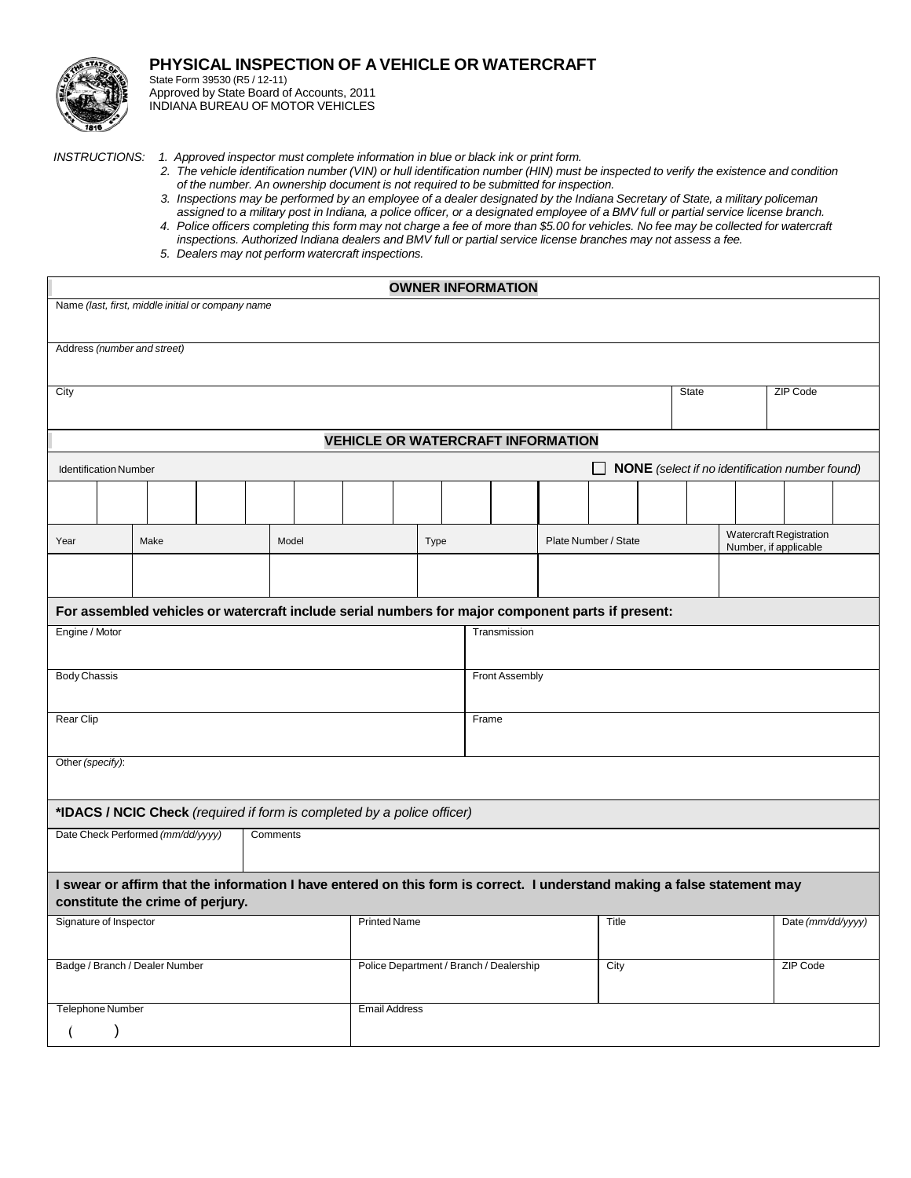# PHYSICAL INSPECTION OF A VEHICLE OR WATERCRAFT

State Form 39530 (R5 / 12-11)
Approved by State Board of Accounts, 2011
INDIANA BUREAU OF MOTOR VEHICLES

*INSTRUCTIONS:*
1. *Approved inspector must complete information in blue or black ink or print form.*
2. *The vehicle identification number (VIN) or hull identification number (HIN) must be inspected to verify the existence and condition of the number. An ownership document is not required to be submitted for inspection.*
3. *Inspections may be performed by an employee of a dealer designated by the Indiana Secretary of State, a military policeman assigned to a military post in Indiana, a police officer, or a designated employee of a BMV full or partial service license branch.*
4. *Police officers completing this form may not charge a fee of more than $5.00 for vehicles. No fee may be collected for watercraft inspections. Authorized Indiana dealers and BMV full or partial service license branches may not assess a fee.*
5. *Dealers may not perform watercraft inspections.*

| **OWNER INFORMATION** | | |
|---|---|---|
| Name *(last, first, middle initial or company name* | | |
| Address *(number and street)* | | |
| City | State | ZIP Code |

| **VEHICLE OR WATERCRAFT INFORMATION** | | | | | |
|---|---|---|---|---|---|
| Identification Number | | | | ☐ **NONE** *(select if no identification number found)* | |
| | | | | | |
| Year | Make | Model | Type | Plate Number / State | Watercraft Registration Number, if applicable |
| | | | | | |

| **For assembled vehicles or watercraft include serial numbers for major component parts if present:** | |
|---|---|
| Engine / Motor | Transmission |
| Body Chassis | Front Assembly |
| Rear Clip | Frame |
| Other *(specify)*: | |

| **\*IDACS / NCIC Check** *(required if form is completed by a police officer)* | |
|---|---|
| Date Check Performed *(mm/dd/yyyy)* | Comments |

| **I swear or affirm that the information I have entered on this form is correct. I understand making a false statement may constitute the crime of perjury.** | | | |
|---|---|---|---|
| Signature of Inspector | Printed Name | Title | Date *(mm/dd/yyyy)* |
| Badge / Branch / Dealer Number | Police Department / Branch / Dealership | City | ZIP Code |
| Telephone Number ( ) | Email Address | | |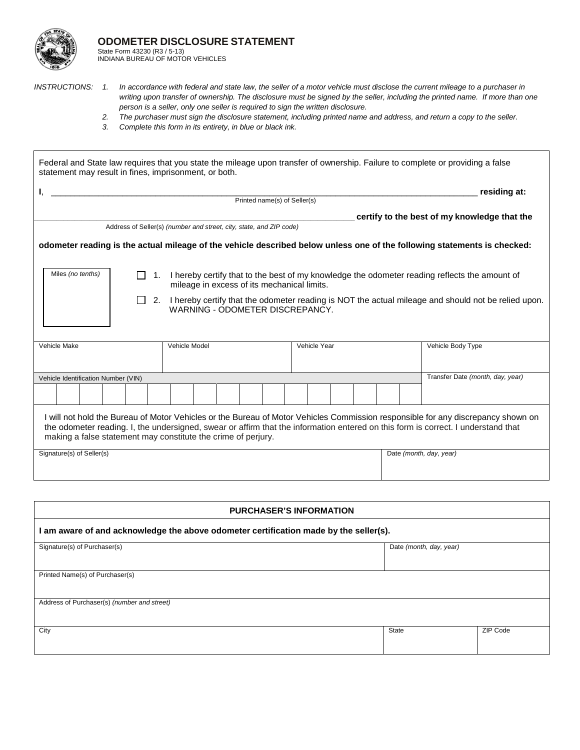# ODOMETER DISCLOSURE STATEMENT

State Form 43230 (R3 / 5-13)
INDIANA BUREAU OF MOTOR VEHICLES

*INSTRUCTIONS:*

1. *In accordance with federal and state law, the seller of a motor vehicle must disclose the current mileage to a purchaser in writing upon transfer of ownership. The disclosure must be signed by the seller, including the printed name. If more than one person is a seller, only one seller is required to sign the written disclosure.*
2. *The purchaser must sign the disclosure statement, including printed name and address, and return a copy to the seller.*
3. *Complete this form in its entirety, in blue or black ink.*

Federal and State law requires that you state the mileage upon transfer of ownership. Failure to complete or providing a false statement may result in fines, imprisonment, or both.

**I**, ______________________________________________ **residing at:**
Printed name(s) of Seller(s)

______________________________________________ **certify to the best of my knowledge that the**
Address of Seller(s) *(number and street, city, state, and ZIP code)*

**odometer reading is the actual mileage of the vehicle described below unless one of the following statements is checked:**

Miles *(no tenths)*

☐ 1. I hereby certify that to the best of my knowledge the odometer reading reflects the amount of mileage in excess of its mechanical limits.

☐ 2. I hereby certify that the odometer reading is NOT the actual mileage and should not be relied upon. WARNING - ODOMETER DISCREPANCY.

| Vehicle Make | Vehicle Model | Vehicle Year | Vehicle Body Type |
|---|---|---|---|
| | | | |

| Vehicle Identification Number (VIN) | Transfer Date *(month, day, year)* |
|---|---|
| | |

I will not hold the Bureau of Motor Vehicles or the Bureau of Motor Vehicles Commission responsible for any discrepancy shown on the odometer reading. I, the undersigned, swear or affirm that the information entered on this form is correct. I understand that making a false statement may constitute the crime of perjury.

| Signature(s) of Seller(s) | Date *(month, day, year)* |
|---|---|
| | |

## PURCHASER'S INFORMATION

**I am aware of and acknowledge the above odometer certification made by the seller(s).**

| Signature(s) of Purchaser(s) | | Date *(month, day, year)* |
|---|---|---|
| | | |
| Printed Name(s) of Purchaser(s) | | |
| Address of Purchaser(s) *(number and street)* | | |
| City | State | ZIP Code |
| | | |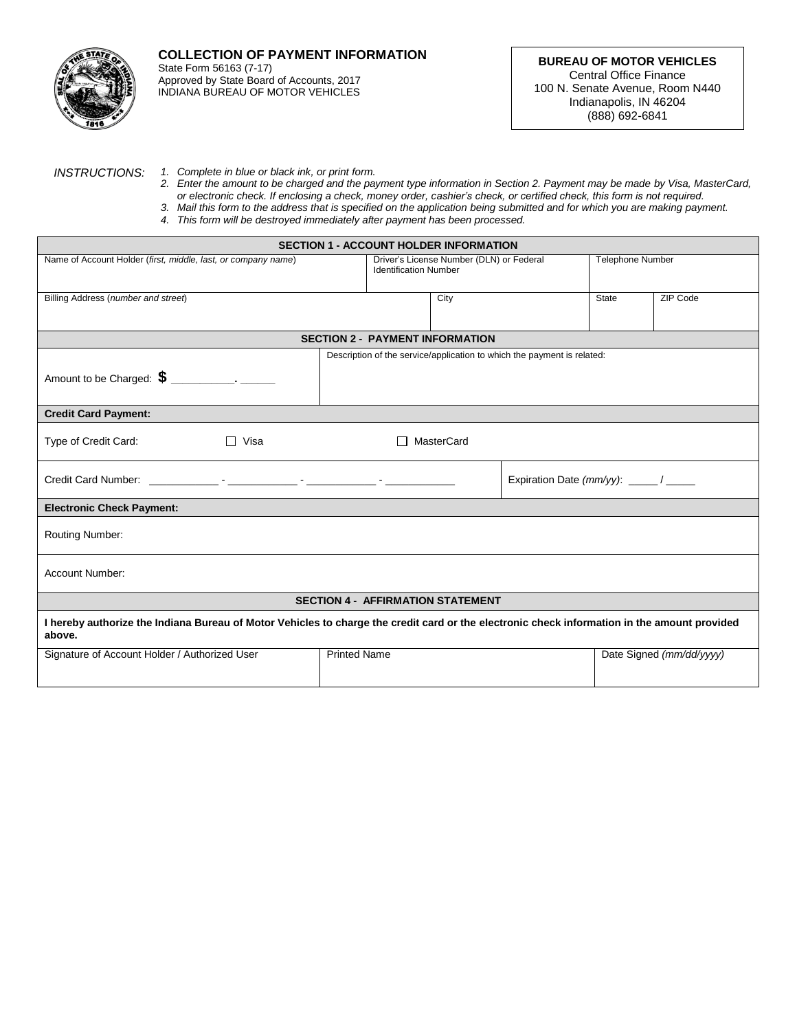# COLLECTION OF PAYMENT INFORMATION

State Form 56163 (7-17)
Approved by State Board of Accounts, 2017
INDIANA BUREAU OF MOTOR VEHICLES

**BUREAU OF MOTOR VEHICLES**
Central Office Finance
100 N. Senate Avenue, Room N440
Indianapolis, IN 46204
(888) 692-6841

*INSTRUCTIONS:*

1. *Complete in blue or black ink, or print form.*
2. *Enter the amount to be charged and the payment type information in Section 2. Payment may be made by Visa, MasterCard, or electronic check. If enclosing a check, money order, cashier's check, or certified check, this form is not required.*
3. *Mail this form to the address that is specified on the application being submitted and for which you are making payment.*
4. *This form will be destroyed immediately after payment has been processed.*

## SECTION 1 - ACCOUNT HOLDER INFORMATION

| | | | | |
|---|---|---|---|---|
| Name of Account Holder (*first, middle, last, or company name*) | Driver's License Number (DLN) or Federal Identification Number | | Telephone Number | |
| Billing Address (*number and street*) | | City | State | ZIP Code |

## SECTION 2 - PAYMENT INFORMATION

| | |
|---|---|
| Amount to be Charged: **$** __________. _____ | Description of the service/application to which the payment is related: |

**Credit Card Payment:**

Type of Credit Card: ☐ Visa ☐ MasterCard

Credit Card Number: ___________ - ___________ - ___________ - ___________ Expiration Date *(mm/yy)*: _____ / _____

**Electronic Check Payment:**

Routing Number:

Account Number:

## SECTION 4 - AFFIRMATION STATEMENT

**I hereby authorize the Indiana Bureau of Motor Vehicles to charge the credit card or the electronic check information in the amount provided above.**

| | | |
|---|---|---|
| Signature of Account Holder / Authorized User | Printed Name | Date Signed *(mm/dd/yyyy)* |